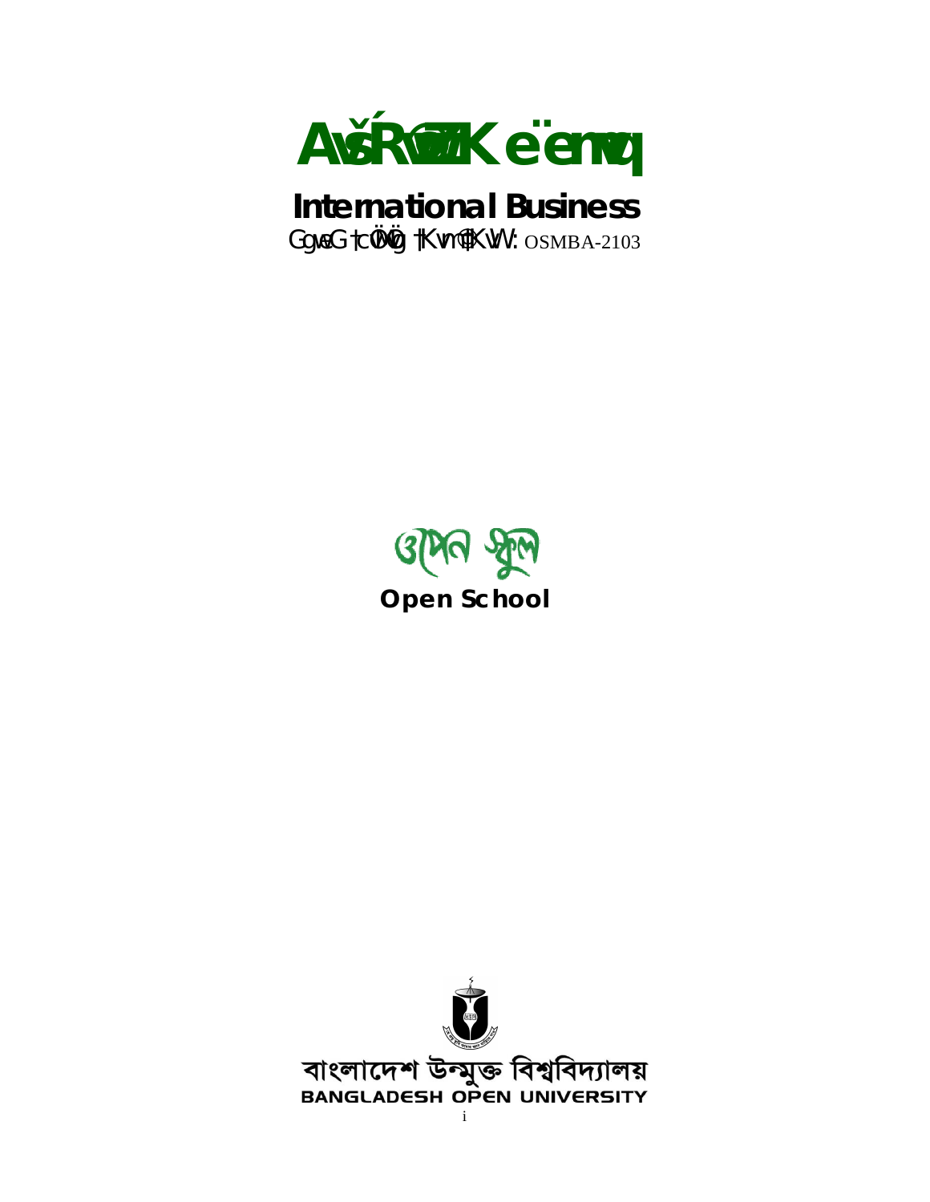# AvšÍR©vwZK e¨emvq

## International Business

GgweG †cÖvMÖvg †Kvm© †KvW: OSMBA-2103

ওপেন স্কুল

**Open School**

বাংলাদেশ উন্মুক্ত বিশ্ববিদ্যালয়

**BANGLADESH OPEN UNIVERSITY**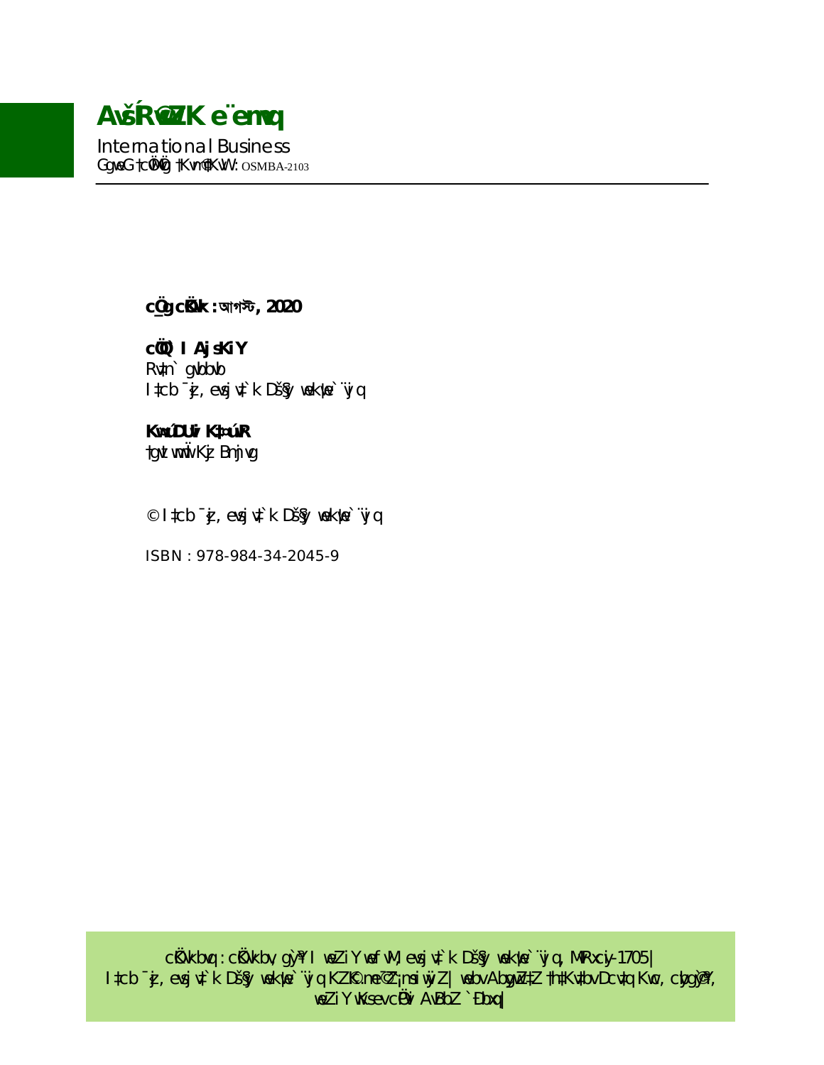# AvšÍR©vwZK e¨emvq

International Business

GgweG †cÖvMÖvg †Kvm© †KvW: OSMBA-2103

**cÖ_g cÖKvk : আগস্ট, 2020**

**cÖYqb I AjsKiY**

Rvnv½xi Avjg

IDb¨vm, evsjv‡`k Dš§y³ wek¦we`¨vjq

**KwcivBU Kb‡Uªvjvi**

Rvnv½xi Avjg

IDb¨vm, evsjv‡`k Dš§y³ wek¦we`¨vjq

© IDb¨vm, evsjv‡`k Dš§y³ wek¦we`¨vjq

ISBN : 978-984-34-2045-9

cÖKvkbvq : cÖKvkbv, gy`ªY I weZiY wefvM, evsjv‡`k Dš§y³ wek¦we`¨vjq, MvRxcyi-1705|

IDb¨vm, evsjv‡`k Dš§y³ wek¦we`¨vjq KZ…©K me©¯^Z¡ msiw¶Z| wkÿv AbygwZ‡Z †h‡Kvbfv‡e Dc‡hvM Kiv, cybtgy`ªY, weZiY wKsev cÖPvi AvBbZ `Ûbxq|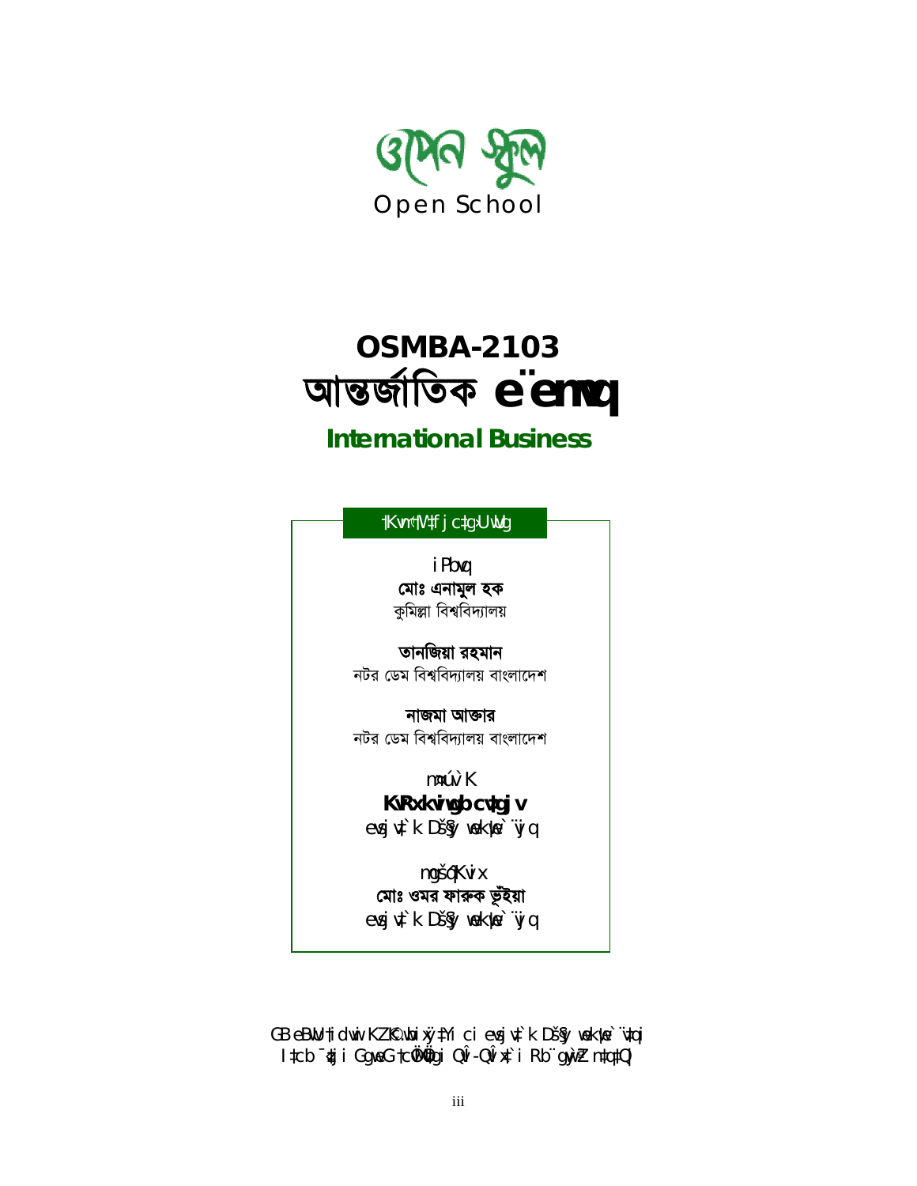# ওপেন স্কুল
Open School

# OSMBA-2103
# আন্তর্জাতিক ব্যবসায়

## International Business

**কোর্স ডেভেলপমেন্ট টিম**

রচনায়

**মোঃ এনামুল হক**
কুমিল্লা বিশ্ববিদ্যালয়

**তানজিয়া রহমান**
নটর ডেম বিশ্ববিদ্যালয় বাংলাদেশ

**নাজমা আক্তার**
নটর ডেম বিশ্ববিদ্যালয় বাংলাদেশ

সম্পাদক

**কাজী শামীম পারভেজ**
বাংলাদেশ উন্মুক্ত বিশ্ববিদ্যালয়

সমন্বয়কারী

**মোঃ ওমর ফারুক ভূঁইয়া**
বাংলাদেশ উন্মুক্ত বিশ্ববিদ্যালয়

এই বইটি রেফারি কর্তৃক অনুমোদিত পর বাংলাদেশ উন্মুক্ত বিশ্ববিদ্যালয়ের ওপেন স্কুলের এমবিএ প্রোগ্রামের ছাত্র-ছাত্রীদের জন্য মুদ্রিত হয়েছে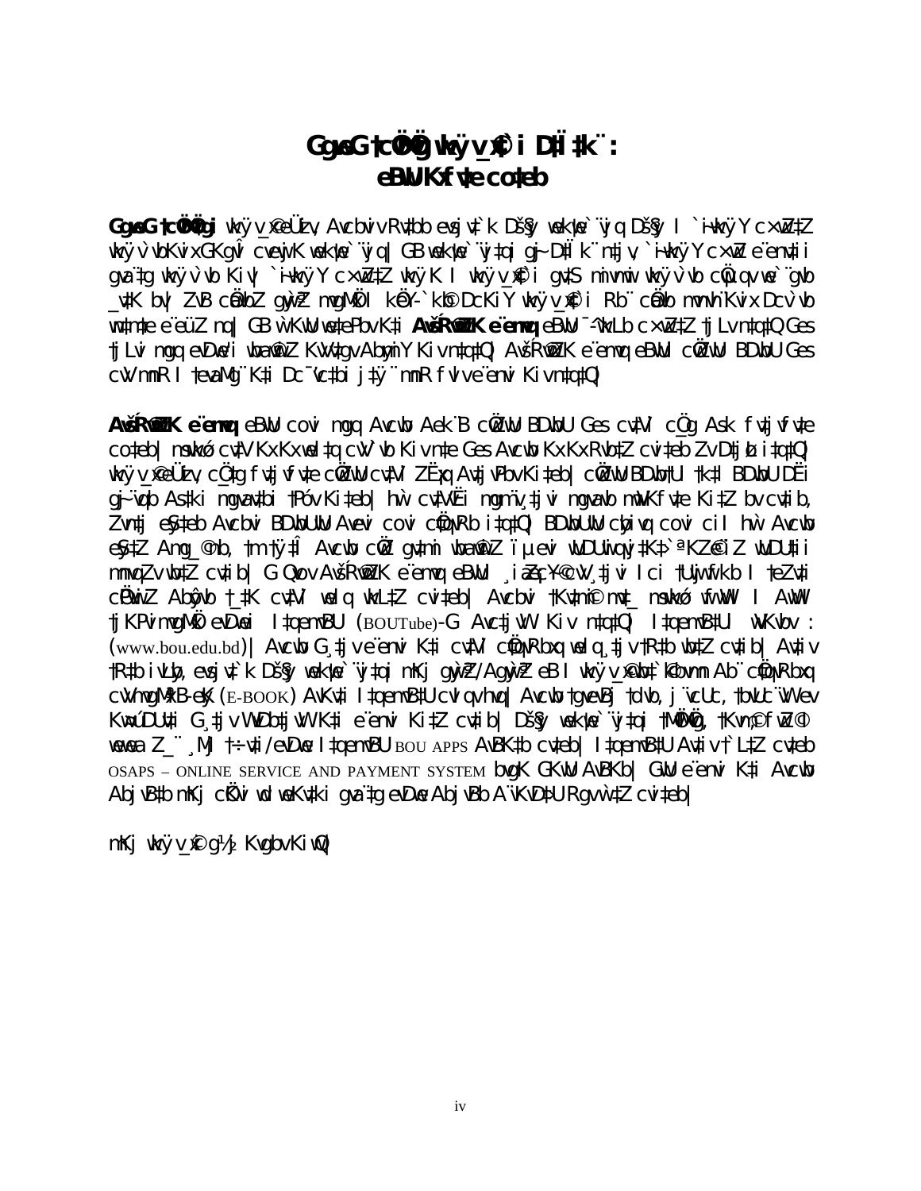# GgwG †cÖvMÖvg wkÿv_x©i D‡Ï‡k¨ :
# eBwU Kxfv‡e co‡eb

**GgwG †cÖvMÖv‡gi** wkÿv_x©eÜziv, Avcbviv Rv‡bb evsjv‡`k Dš§y³ wek¦we`¨vjq Dš§y³ I `~iwkÿY c×wZ‡Z wkÿv`vbKvix GKgvÎ cvewjK wek¦we`¨vjq| GB wek¦we`¨vj‡qi gyL¨ D‡Ïk¨ n‡jv `~iwkÿY c×wZ e¨env‡ii gva¨‡g wkÿv`vb Kiv| `~iwkÿY c×wZ‡Z wkÿK I wkÿv_©x‡`i g‡a¨ mivmwi wkÿv`vb cÖwµqv we`¨gvb _v‡K bv| ZvB cÖ‡qvRb gyw`ªZ mvgMÖxi| kÖY-`„k¨ DcKiY wkÿv_©x‡`i Rb¨ cÖ‡qvRb mnvqK wn‡m‡e e¨eüZ nq| GB we‡kl cÖ‡qvRb‡K mvg‡b †i‡L **AvšÍR©vwZK e¨emvq** eBwU ¯^wkLb c×wZ‡Z †jLv n‡q‡Q| Ges †jLv mgq eDwe'i wba©vwiZ KvwiKzjvg Abymi‡Y Kiv n‡q‡Q| AvšÍR©vwZK e¨emvq eBwU cÖwZwU BDwb‡U Ges cvV nmR I †evaMg¨ K‡i Dc¯’vcb Kiv n‡q‡Q|

**AvšÍR©vwZK e¨emvq** eBwU covi mgq Avcbv‡K cÖwZwU BDwbU Ges cv‡Vi cÖ_g Ask fv‡jvfv‡e co‡eb| mswkó cv‡VK Kx Kx we‡lq cvV`vb Kiv n‡e Ges Avcbv‡K Kx Kx Rvb‡Z cvi‡eb Zv D‡jøL i‡q‡Q| wkÿv_©xeÜziv, cÖ_‡g fv‡jvfv‡e cÖwZwU cv‡Vi Z_¨ AvZ¯’ Ki‡eb| cÖwZwU BDwb‡U †k‡l BDwbU D‡Ïk¨ gyL¨ k㸇jv D‡jøL Kiv n‡q‡Q| GB D‡Ïk¨ Abymv‡i †c‡qvRb Ki‡eb| hw` cv‡V Ges Ab¨vb¨ BDwbUmgy‡ni Avcbvi BDwbU Rv‡bb D‡jøL Ki‡eb| cÖwZwU BDwb‡Ui †k‡l g~j¨vqb Ki‡eb| evsjv‡`k Dš§y³ wek¦we`¨vj‡qi mKj gyw`ªZ/Agyw`ªZ eB I wkÿv_©x‡`i Rb¨ cÖ‡qvRbxq cvV¨mvgMÖx B-eyK (E-BOOK) AvKv‡i I‡qemvB‡U cvIqv hvq| Avcbv †gvevBj †dvb, j¨vcUc, †WmKUc e¨envi K‡i G¸‡jv e¨envi Ki‡Z cvi‡eb| Dš§y³ wek¦we`¨vj‡qi †gvevBj G¨vc BOU APPS I OSAPS – ONLINE SERVICE AND PAYMENT SYSTEM bvgK GKwU A¨vc Ges I‡qemvB‡U (BOUTube)-G Avc‡jvW Kiv n‡q‡Q| I‡qemvB‡U wVKvbv : (www.bou.edu.bd)| Avcbv G¸‡jv e¨envi K‡i cv‡Vi cÖ‡qvRbxq wel‡q †R‡b wb‡Z cvi‡eb|

mKj wkÿv_©x©i g½j Kvgbv Kwi|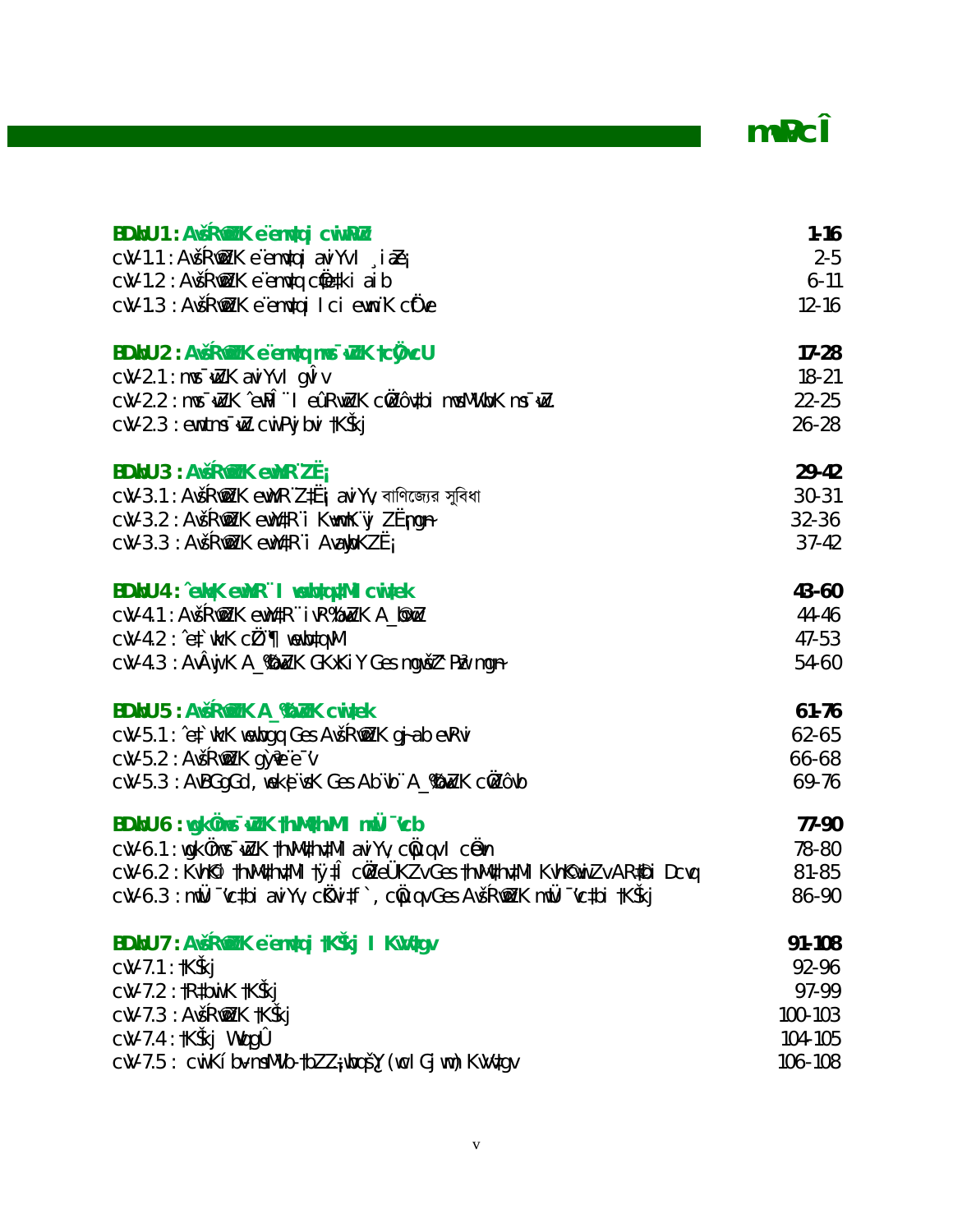# m~PcÎ

| | |
|---|---|
| **BDwbU 1 : AvšÍR©vwZK e¨emvq cwiwPwZ** | **1-16** |
| cvV-1.1 : AvšÍR©vwZK e¨emvqi avibv I ¸iæZ¡ | 2-5 |
| cvV-1.2 : AvšÍR©vwZK e¨emvq cÖ‡ek‡ki aib | 6-11 |
| cvV-1.3 : AvšÍR©vwZK e¨emvqi I ci evwYwR¨K cÖ‡e | 12-16 |
| **BDwbU 2 : AvšÍR©vwZK e¨emv‡q ms¯‹…wZK †cÖÿvcU** | **17-28** |
| cvV-2.1 : ms¯‹…wZK avibv I gvÎv | 18-21 |
| cvV-2.2 : ms¯‹…wZK ˆewPÎ¨ I eûRvwZK cÖwZôv‡bi ms¯‹…wZwbK ms¯‹…wZ | 22-25 |
| cvV-2.3 : evwYwR¨ ms¯‹…wZ cwiPvjbvi †KŠkj | 26-28 |
| **BDwbU 3 : AvšÍR©vwZK evwYR¨ ZË¡** | **29-42** |
| cvV-3.1 : AvšÍR©vwZK evwYR¨ Z‡Ë¡i avibv, বাণিজ্যের সুবিধা | 30-31 |
| cvV-3.2 : AvšÍR©vwZK evwY‡R¨i KvwmK¨vj ZË¡mg~n | 32-36 |
| cvV-3.3 : AvšÍR©vwZK evwY‡R¨i Avayvwbk ZË¡ | 37-42 |
| **BDwbU 4 : ˆewk¦K evwYR¨ I wewb‡qv‡Mi cwi‡ek** | **43-60** |
| cvV-4.1 : AvšÍR©vwZK evwY‡R¨i ivR‰bwZK A_©bxwZ | 44-46 |
| cvV-4.2 : ˆe‡`wkK cÖZ¨¶ wewb‡qvM | 47-53 |
| cvV-4.3 : AvÂwjK A_©bxwZK GKxKiY Ges mgwšZ¦ Pzw³ mg~n | 54-60 |
| **BDwbU 5 : AvšÍR©vwZK A_©bxwZK cwi‡ek** | **61-76** |
| cvV-5.1 : ˆe‡`wkK wewbgq Ges AvšÍR©vwZK gy`ªvi evRvi | 62-65 |
| cvV-5.2 : AvšÍR©vwZK gy`ªv e¨e¯'v | 66-68 |
| cvV-5.3 : AvBGgGd, wek¦e¨vsK Ges Ab¨vb¨ A_©bxwZK cÖwZôvb | 69-76 |
| **BDwbU 6 : wgkÖ ms¯‹…wZK †hvMv‡hvM I mgš^q** | **77-90** |
| cvV-6.1 : wgkÖ ms¯‹…wZK †hvMv‡hv‡Mi avibv, cÖwµqv I cÖ‡qvM | 78-80 |
| cvV-6.2 : KvhKi †hvMv‡hv‡Mi †ÿ‡Î cÖwZeÜKZv Ges †hvMv‡hv‡Mi KvhKvwiZv AR©‡bi Dcvq | 81-85 |
| cvV-6.3 : mgš^‡qi avibv, cÖKvi‡f`, cÖwµqv Ges AvšÍR©vwZK mgš^‡qi †KŠkj | 86-90 |
| **BDwbU 7 : AvšÍR©vwZK e¨emv‡qi †KŠkj I KvVv‡gv** | **91-108** |
| cvV-7.1 : †KŠkj | 92-96 |
| cvV-7.2 : †R‡bwiK †KŠkj | 97-99 |
| cvV-7.3 : AvšÍR©vwZK †KŠkj | 100-103 |
| cvV-7.4 : †KŠkj WvqgÛ | 104-105 |
| cvV-7.5 : cwiKí bv-msMVb-†bZ…Z¡-wbqš¿Y (wc I Gj wm) KvVv‡gv | 106-108 |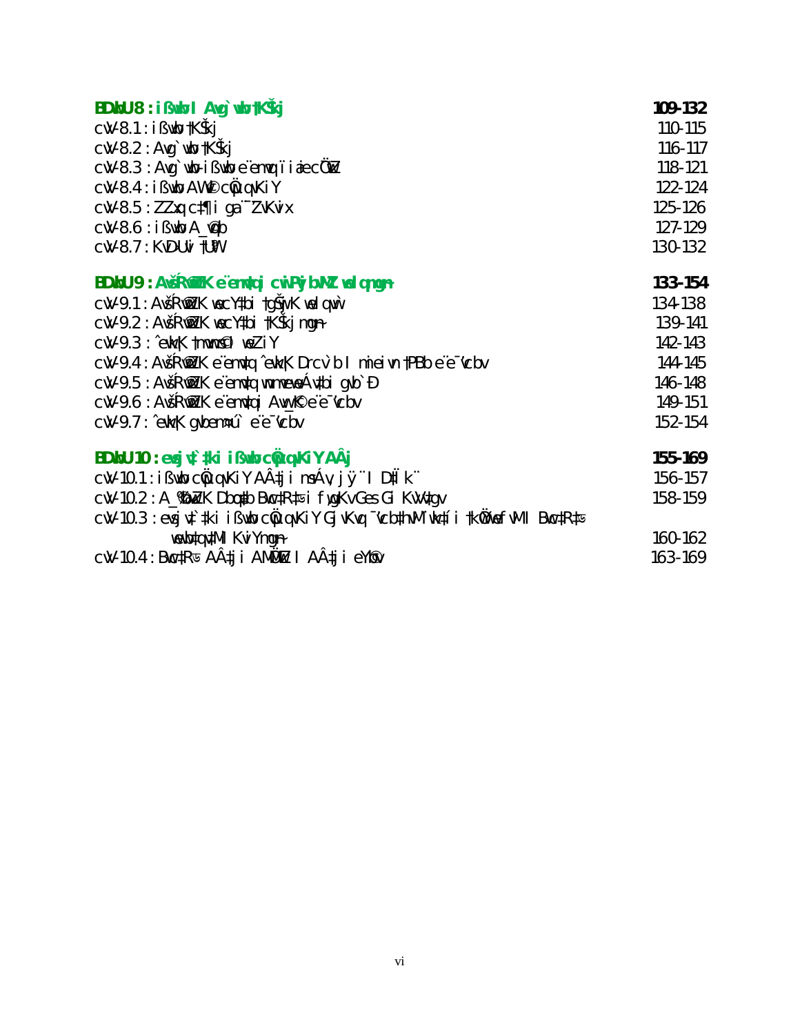| | |
|---|---|
| **BDwbU 8 : ißwb I Avg`wb †KŠkj** | **109-132** |
| cvV-8.1 : ißwb †KŠkj | 110-115 |
| cvV-8.2 : Avg`wb †KŠkj | 116-117 |
| cvV-8.3 : Avg`wb-ißwb e¨emvq ïiæi c×wZ | 118-121 |
| cvV-8.4 : ißwb AW©vi cÖwµqvKiY | 122-124 |
| cvV-8.5 : ZZxq c‡¶i gva¨‡g ißvwb | 125-126 |
| cvV-8.6 : ißwb A_©vqb | 127-129 |
| cvV-8.7 : KvD›Uvi †UªW | 130-132 |
| **BDwbU 9 : AvšÍR©vwZK e¨emv‡qi cwiPvjbvMZ w`K mg~n** | **133-154** |
| cvV-9.1 : AvšÍR©vwZK wecY‡bi †gŠwjK w`K mg~n | 134-138 |
| cvV-9.2 : AvšÍR©vwZK wecY‡bi †KŠkj mg~n | 139-141 |
| cvV-9.3 : ˆewk¦K †mvwm©s ev µq | 142-143 |
| cvV-9.4 : AvšÍR©vwZK e¨emv‡q ˆewk¦K Drcv`b I mieivn †PBb e¨e¯'vcbv | 144-145 |
| cvV-9.5 : AvšÍR©vwZK e¨emv‡q wnmveiÿY ‡bi gvb`Û | 146-148 |
| cvV-9.6 : AvšÍR©vwZK e¨emv‡qi Avw_©K e¨e¯'vcbv | 149-151 |
| cvV-9.7 : ˆewk¦K gvbemÁ¨` e¨e¯'vcbv | 152-154 |
| **BDwbU 10 : evsjv‡`‡ki ißvwb cÖwµqvKiY AÂj** | **155-169** |
| cvV-10.1 : ißvwb cÖwµqvKiY AÂ‡ji msÁv, jÿ¨ I D‡Ïk¨ | 156-157 |
| cvV-10.2 : A_©‰bwZK Dbœq‡b Bwc‡R‡W i f~wgKv Ges Gi Kvh©vejx | 158-159 |
| cvV-10.3 : evsjv‡`‡ki ißvwb cÖwµqvKiY G jvKvq ¯'vcb‡hvM¨ wkí i †kÖwYwefvM I Bwc‡R‡W wewb‡qvM Kvi Ynmg~n | 160-162 |
| cvV-10.4 : Bwc‡R‡W AÂ‡ji AMÖMwZ I AÂ‡ji eY©bv | 163-169 |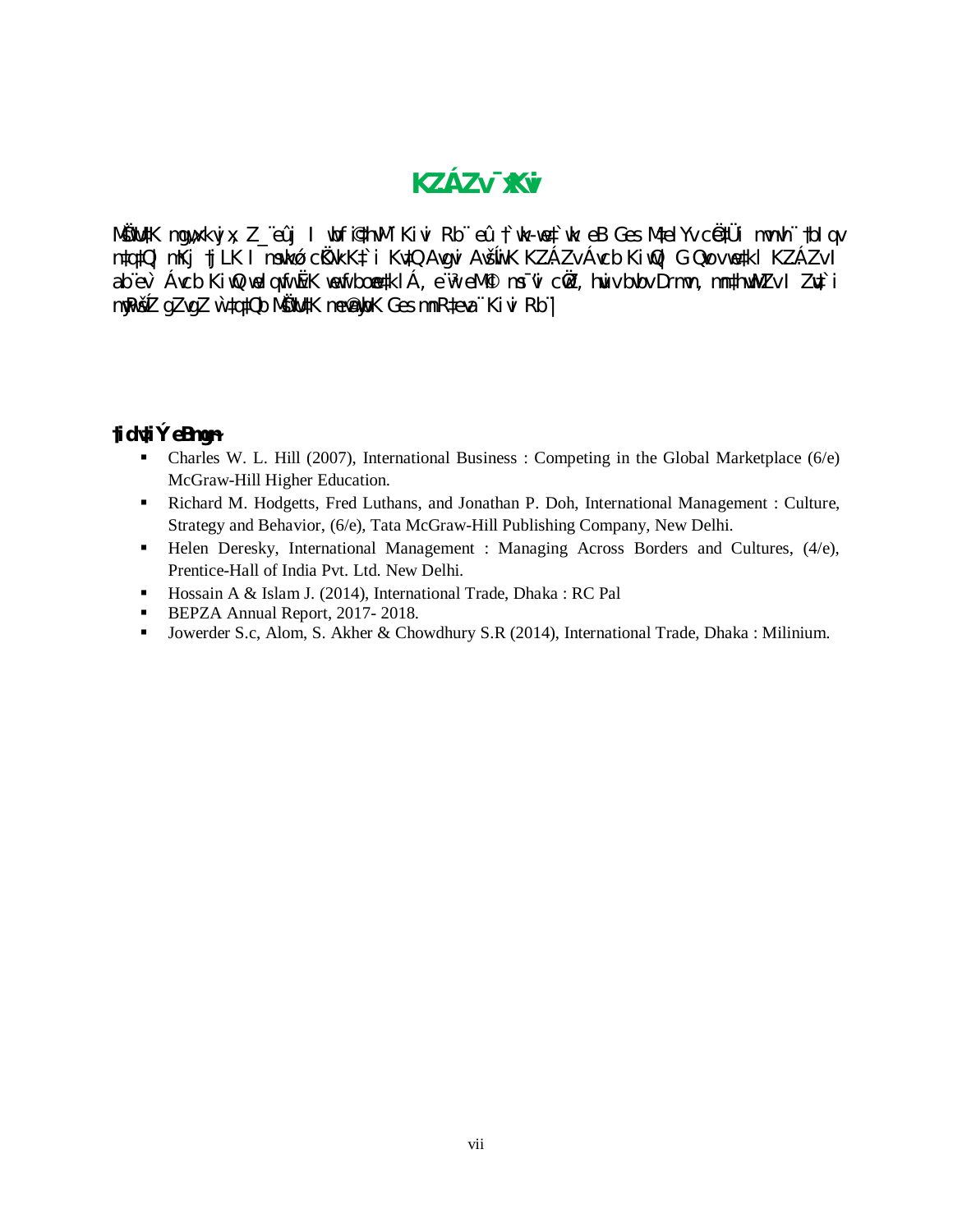# KZÁZv¯x¦Kvi

MÖš'wU‡K mgm¨vgy³ I wbfz©j Kivi Rb¨ eû †`kx-we‡`kx eB Ges Mÿel Yv cÖeÜ I mvnvh¨ †bIqv n‡q‡Q| nKj †jLK I mswkøó cÖKvk‡Ki Kv‡Q Avgiv Avš—wiK KZÁZv cÖKvk KiwQ| G Qvov we‡kI KZÁZvi mv‡_ ¯§iY KiwQ wkÿK, ÁvbZvcm, we‡kIÁ, Dfq ¯—i cÖ‡qvRb, mwVKfv‡e Dc¯'vcb, mn‡hvwMZvi Z‡_¨i mgš^q gZvgZ w`‡q‡Qb MÖš'wU‡K mgm¨vgy³ Ges mnR‡eva¨ Kivi Rb¨|

**†idv‡iÝ eBmg~n**

- Charles W. L. Hill (2007), International Business : Competing in the Global Marketplace (6/e) McGraw-Hill Higher Education.
- Richard M. Hodgetts, Fred Luthans, and Jonathan P. Doh, International Management : Culture, Strategy and Behavior, (6/e), Tata McGraw-Hill Publishing Company, New Delhi.
- Helen Deresky, International Management : Managing Across Borders and Cultures, (4/e), Prentice-Hall of India Pvt. Ltd. New Delhi.
- Hossain A & Islam J. (2014), International Trade, Dhaka : RC Pal
- BEPZA Annual Report, 2017- 2018.
- Jowerder S.c, Alom, S. Akher & Chowdhury S.R (2014), International Trade, Dhaka : Milinium.